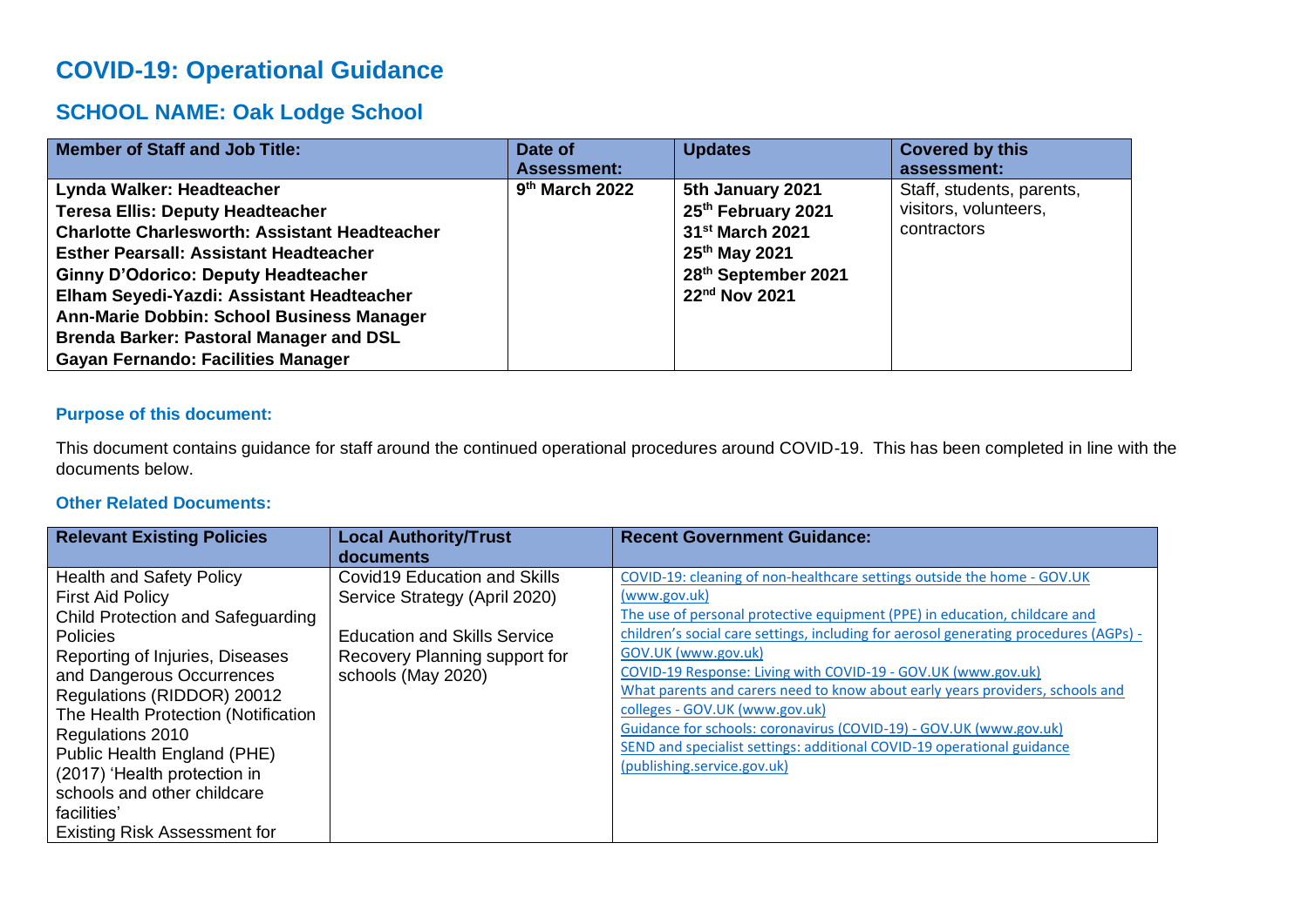# COVID-19: Operational Guidance

## SCHOOL NAME: Oak Lodge School

| Member of Staff and Job Title: | Date of Assessment: | Updates | Covered by this assessment: |
|---|---|---|---|
| **Lynda Walker: Headteacher**<br>**Teresa Ellis: Deputy Headteacher**<br>**Charlotte Charlesworth: Assistant Headteacher**<br>**Esther Pearsall: Assistant Headteacher**<br>**Ginny D'Odorico: Deputy Headteacher**<br>**Elham Seyedi-Yazdi: Assistant Headteacher**<br>**Ann-Marie Dobbin: School Business Manager**<br>**Brenda Barker: Pastoral Manager and DSL**<br>**Gayan Fernando: Facilities Manager** | **9th March 2022** | **5th January 2021**<br>**25th February 2021**<br>**31st March 2021**<br>**25th May 2021**<br>**28th September 2021**<br>**22nd Nov 2021** | Staff, students, parents, visitors, volunteers, contractors |

### Purpose of this document:

This document contains guidance for staff around the continued operational procedures around COVID-19. This has been completed in line with the documents below.

### Other Related Documents:

| Relevant Existing Policies | Local Authority/Trust documents | Recent Government Guidance: |
|---|---|---|
| Health and Safety Policy<br>First Aid Policy<br>Child Protection and Safeguarding Policies<br>Reporting of Injuries, Diseases and Dangerous Occurrences Regulations (RIDDOR) 20012<br>The Health Protection (Notification Regulations 2010<br>Public Health England (PHE) (2017) 'Health protection in schools and other childcare facilities'<br>Existing Risk Assessment for | Covid19 Education and Skills Service Strategy (April 2020)<br><br>Education and Skills Service Recovery Planning support for schools (May 2020) | COVID-19: cleaning of non-healthcare settings outside the home - GOV.UK (www.gov.uk)<br>The use of personal protective equipment (PPE) in education, childcare and children's social care settings, including for aerosol generating procedures (AGPs) - GOV.UK (www.gov.uk)<br>COVID-19 Response: Living with COVID-19 - GOV.UK (www.gov.uk)<br>What parents and carers need to know about early years providers, schools and colleges - GOV.UK (www.gov.uk)<br>Guidance for schools: coronavirus (COVID-19) - GOV.UK (www.gov.uk)<br>SEND and specialist settings: additional COVID-19 operational guidance (publishing.service.gov.uk) |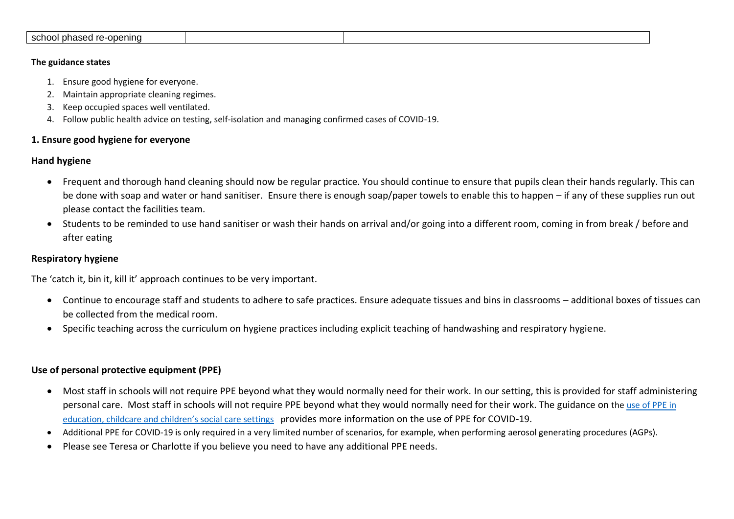| school phased re-opening | | |
|---|---|---|

**The guidance states**

1. Ensure good hygiene for everyone.
2. Maintain appropriate cleaning regimes.
3. Keep occupied spaces well ventilated.
4. Follow public health advice on testing, self-isolation and managing confirmed cases of COVID-19.

**1. Ensure good hygiene for everyone**

**Hand hygiene**

- Frequent and thorough hand cleaning should now be regular practice. You should continue to ensure that pupils clean their hands regularly. This can be done with soap and water or hand sanitiser. Ensure there is enough soap/paper towels to enable this to happen – if any of these supplies run out please contact the facilities team.
- Students to be reminded to use hand sanitiser or wash their hands on arrival and/or going into a different room, coming in from break / before and after eating

**Respiratory hygiene**

The 'catch it, bin it, kill it' approach continues to be very important.

- Continue to encourage staff and students to adhere to safe practices. Ensure adequate tissues and bins in classrooms – additional boxes of tissues can be collected from the medical room.
- Specific teaching across the curriculum on hygiene practices including explicit teaching of handwashing and respiratory hygiene.

**Use of personal protective equipment (PPE)**

- Most staff in schools will not require PPE beyond what they would normally need for their work. In our setting, this is provided for staff administering personal care. Most staff in schools will not require PPE beyond what they would normally need for their work. The guidance on the use of PPE in education, childcare and children's social care settings provides more information on the use of PPE for COVID-19.
- Additional PPE for COVID-19 is only required in a very limited number of scenarios, for example, when performing aerosol generating procedures (AGPs).
- Please see Teresa or Charlotte if you believe you need to have any additional PPE needs.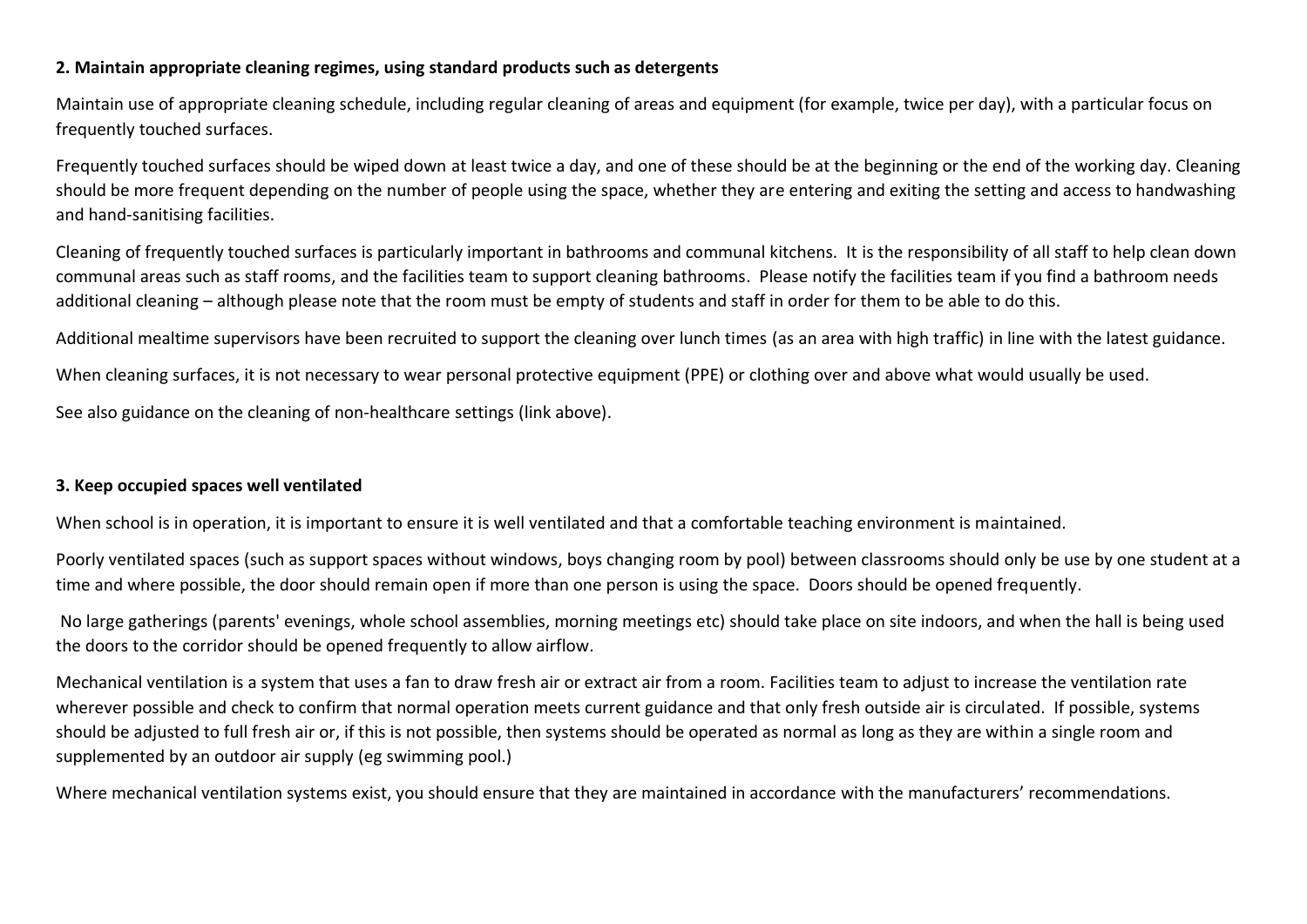**2. Maintain appropriate cleaning regimes, using standard products such as detergents**

Maintain use of appropriate cleaning schedule, including regular cleaning of areas and equipment (for example, twice per day), with a particular focus on frequently touched surfaces.

Frequently touched surfaces should be wiped down at least twice a day, and one of these should be at the beginning or the end of the working day. Cleaning should be more frequent depending on the number of people using the space, whether they are entering and exiting the setting and access to handwashing and hand-sanitising facilities.

Cleaning of frequently touched surfaces is particularly important in bathrooms and communal kitchens. It is the responsibility of all staff to help clean down communal areas such as staff rooms, and the facilities team to support cleaning bathrooms. Please notify the facilities team if you find a bathroom needs additional cleaning – although please note that the room must be empty of students and staff in order for them to be able to do this.

Additional mealtime supervisors have been recruited to support the cleaning over lunch times (as an area with high traffic) in line with the latest guidance.

When cleaning surfaces, it is not necessary to wear personal protective equipment (PPE) or clothing over and above what would usually be used.

See also guidance on the cleaning of non-healthcare settings (link above).

**3. Keep occupied spaces well ventilated**

When school is in operation, it is important to ensure it is well ventilated and that a comfortable teaching environment is maintained.

Poorly ventilated spaces (such as support spaces without windows, boys changing room by pool) between classrooms should only be use by one student at a time and where possible, the door should remain open if more than one person is using the space. Doors should be opened frequently.

No large gatherings (parents' evenings, whole school assemblies, morning meetings etc) should take place on site indoors, and when the hall is being used the doors to the corridor should be opened frequently to allow airflow.

Mechanical ventilation is a system that uses a fan to draw fresh air or extract air from a room. Facilities team to adjust to increase the ventilation rate wherever possible and check to confirm that normal operation meets current guidance and that only fresh outside air is circulated. If possible, systems should be adjusted to full fresh air or, if this is not possible, then systems should be operated as normal as long as they are within a single room and supplemented by an outdoor air supply (eg swimming pool.)

Where mechanical ventilation systems exist, you should ensure that they are maintained in accordance with the manufacturers' recommendations.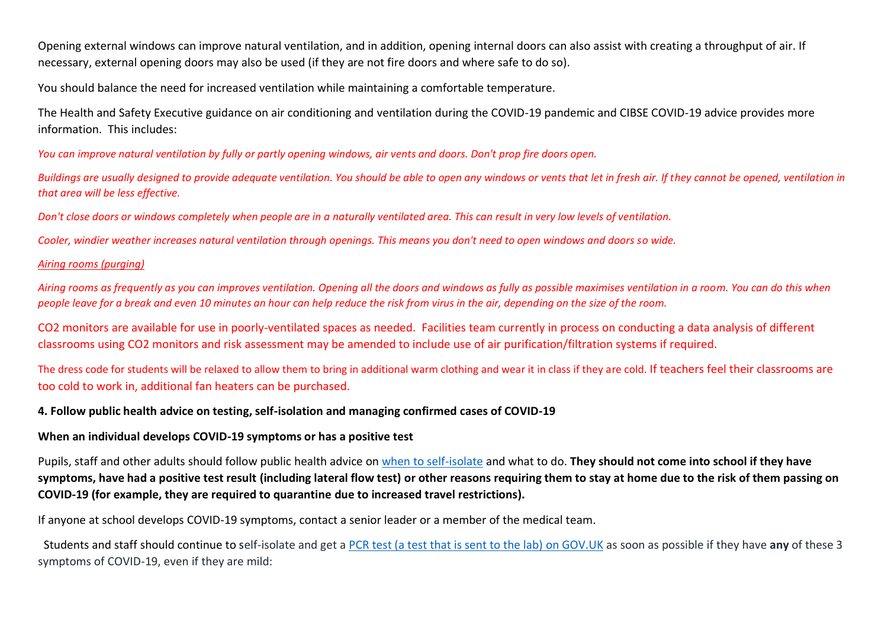Opening external windows can improve natural ventilation, and in addition, opening internal doors can also assist with creating a throughput of air. If necessary, external opening doors may also be used (if they are not fire doors and where safe to do so).

You should balance the need for increased ventilation while maintaining a comfortable temperature.

The Health and Safety Executive guidance on air conditioning and ventilation during the COVID-19 pandemic and CIBSE COVID-19 advice provides more information. This includes:

*You can improve natural ventilation by fully or partly opening windows, air vents and doors. Don't prop fire doors open.*

*Buildings are usually designed to provide adequate ventilation. You should be able to open any windows or vents that let in fresh air. If they cannot be opened, ventilation in that area will be less effective.*

*Don't close doors or windows completely when people are in a naturally ventilated area. This can result in very low levels of ventilation.*

*Cooler, windier weather increases natural ventilation through openings. This means you don't need to open windows and doors so wide.*

*Airing rooms (purging)*

*Airing rooms as frequently as you can improves ventilation. Opening all the doors and windows as fully as possible maximises ventilation in a room. You can do this when people leave for a break and even 10 minutes an hour can help reduce the risk from virus in the air, depending on the size of the room.*

$CO_2$ monitors are available for use in poorly-ventilated spaces as needed. Facilities team currently in process on conducting a data analysis of different classrooms using $CO_2$ monitors and risk assessment may be amended to include use of air purification/filtration systems if required.

The dress code for students will be relaxed to allow them to bring in additional warm clothing and wear it in class if they are cold. If teachers feel their classrooms are too cold to work in, additional fan heaters can be purchased.

**4. Follow public health advice on testing, self-isolation and managing confirmed cases of COVID-19**

**When an individual develops COVID-19 symptoms or has a positive test**

Pupils, staff and other adults should follow public health advice on when to self-isolate and what to do. **They should not come into school if they have symptoms, have had a positive test result (including lateral flow test) or other reasons requiring them to stay at home due to the risk of them passing on COVID-19 (for example, they are required to quarantine due to increased travel restrictions).**

If anyone at school develops COVID-19 symptoms, contact a senior leader or a member of the medical team.

Students and staff should continue to self-isolate and get a PCR test (a test that is sent to the lab) on GOV.UK as soon as possible if they have **any** of these 3 symptoms of COVID-19, even if they are mild: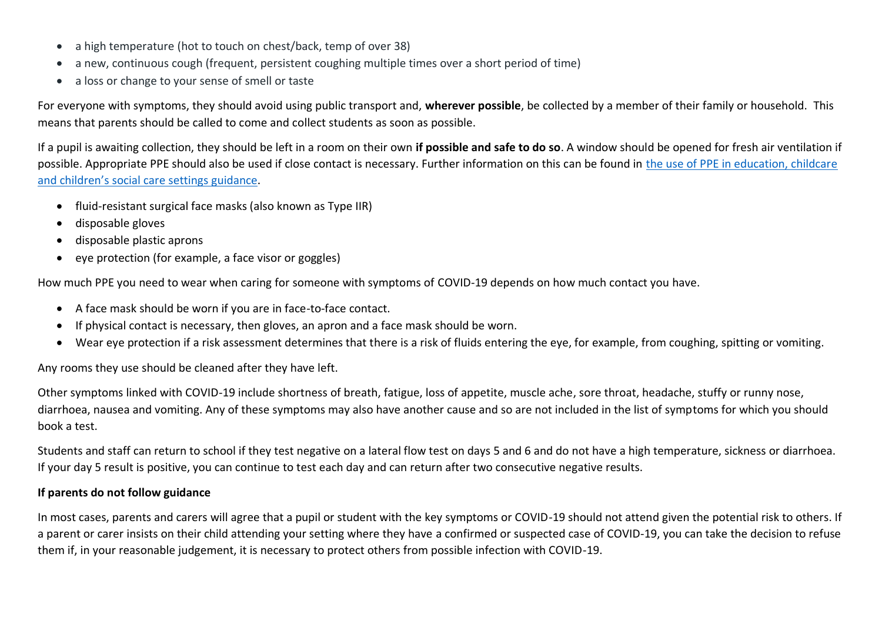- a high temperature (hot to touch on chest/back, temp of over 38)
- a new, continuous cough (frequent, persistent coughing multiple times over a short period of time)
- a loss or change to your sense of smell or taste

For everyone with symptoms, they should avoid using public transport and, **wherever possible**, be collected by a member of their family or household. This means that parents should be called to come and collect students as soon as possible.

If a pupil is awaiting collection, they should be left in a room on their own **if possible and safe to do so**. A window should be opened for fresh air ventilation if possible. Appropriate PPE should also be used if close contact is necessary. Further information on this can be found in the use of PPE in education, childcare and children's social care settings guidance.

- fluid-resistant surgical face masks (also known as Type IIR)
- disposable gloves
- disposable plastic aprons
- eye protection (for example, a face visor or goggles)

How much PPE you need to wear when caring for someone with symptoms of COVID-19 depends on how much contact you have.

- A face mask should be worn if you are in face-to-face contact.
- If physical contact is necessary, then gloves, an apron and a face mask should be worn.
- Wear eye protection if a risk assessment determines that there is a risk of fluids entering the eye, for example, from coughing, spitting or vomiting.

Any rooms they use should be cleaned after they have left.

Other symptoms linked with COVID-19 include shortness of breath, fatigue, loss of appetite, muscle ache, sore throat, headache, stuffy or runny nose, diarrhoea, nausea and vomiting. Any of these symptoms may also have another cause and so are not included in the list of symptoms for which you should book a test.

Students and staff can return to school if they test negative on a lateral flow test on days 5 and 6 and do not have a high temperature, sickness or diarrhoea. If your day 5 result is positive, you can continue to test each day and can return after two consecutive negative results.

**If parents do not follow guidance**

In most cases, parents and carers will agree that a pupil or student with the key symptoms or COVID-19 should not attend given the potential risk to others. If a parent or carer insists on their child attending your setting where they have a confirmed or suspected case of COVID-19, you can take the decision to refuse them if, in your reasonable judgement, it is necessary to protect others from possible infection with COVID-19.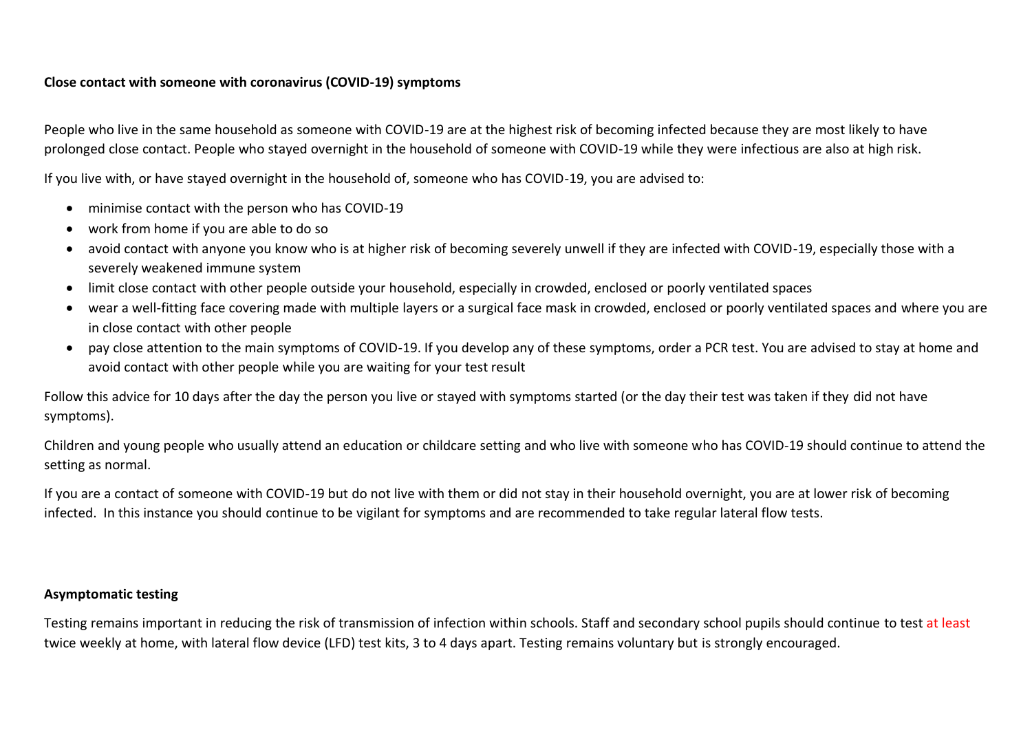**Close contact with someone with coronavirus (COVID-19) symptoms**

People who live in the same household as someone with COVID-19 are at the highest risk of becoming infected because they are most likely to have prolonged close contact. People who stayed overnight in the household of someone with COVID-19 while they were infectious are also at high risk.

If you live with, or have stayed overnight in the household of, someone who has COVID-19, you are advised to:

- minimise contact with the person who has COVID-19
- work from home if you are able to do so
- avoid contact with anyone you know who is at higher risk of becoming severely unwell if they are infected with COVID-19, especially those with a severely weakened immune system
- limit close contact with other people outside your household, especially in crowded, enclosed or poorly ventilated spaces
- wear a well-fitting face covering made with multiple layers or a surgical face mask in crowded, enclosed or poorly ventilated spaces and where you are in close contact with other people
- pay close attention to the main symptoms of COVID-19. If you develop any of these symptoms, order a PCR test. You are advised to stay at home and avoid contact with other people while you are waiting for your test result

Follow this advice for 10 days after the day the person you live or stayed with symptoms started (or the day their test was taken if they did not have symptoms).

Children and young people who usually attend an education or childcare setting and who live with someone who has COVID-19 should continue to attend the setting as normal.

If you are a contact of someone with COVID-19 but do not live with them or did not stay in their household overnight, you are at lower risk of becoming infected. In this instance you should continue to be vigilant for symptoms and are recommended to take regular lateral flow tests.

**Asymptomatic testing**

Testing remains important in reducing the risk of transmission of infection within schools. Staff and secondary school pupils should continue to test at least twice weekly at home, with lateral flow device (LFD) test kits, 3 to 4 days apart. Testing remains voluntary but is strongly encouraged.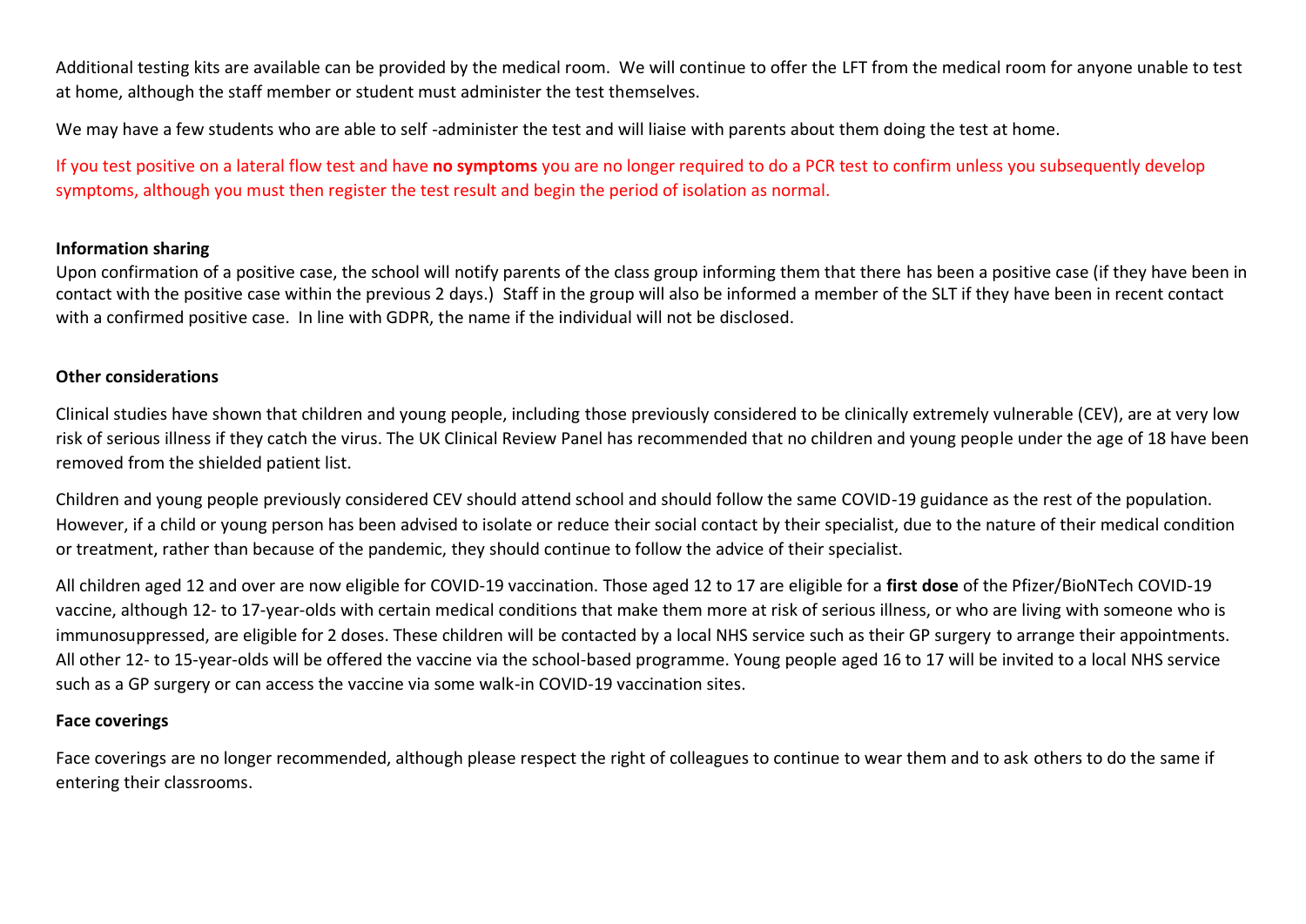Additional testing kits are available can be provided by the medical room. We will continue to offer the LFT from the medical room for anyone unable to test at home, although the staff member or student must administer the test themselves.

We may have a few students who are able to self -administer the test and will liaise with parents about them doing the test at home.

If you test positive on a lateral flow test and have **no symptoms** you are no longer required to do a PCR test to confirm unless you subsequently develop symptoms, although you must then register the test result and begin the period of isolation as normal.

**Information sharing**

Upon confirmation of a positive case, the school will notify parents of the class group informing them that there has been a positive case (if they have been in contact with the positive case within the previous 2 days.) Staff in the group will also be informed a member of the SLT if they have been in recent contact with a confirmed positive case. In line with GDPR, the name if the individual will not be disclosed.

**Other considerations**

Clinical studies have shown that children and young people, including those previously considered to be clinically extremely vulnerable (CEV), are at very low risk of serious illness if they catch the virus. The UK Clinical Review Panel has recommended that no children and young people under the age of 18 have been removed from the shielded patient list.

Children and young people previously considered CEV should attend school and should follow the same COVID-19 guidance as the rest of the population. However, if a child or young person has been advised to isolate or reduce their social contact by their specialist, due to the nature of their medical condition or treatment, rather than because of the pandemic, they should continue to follow the advice of their specialist.

All children aged 12 and over are now eligible for COVID-19 vaccination. Those aged 12 to 17 are eligible for a **first dose** of the Pfizer/BioNTech COVID-19 vaccine, although 12- to 17-year-olds with certain medical conditions that make them more at risk of serious illness, or who are living with someone who is immunosuppressed, are eligible for 2 doses. These children will be contacted by a local NHS service such as their GP surgery to arrange their appointments. All other 12- to 15-year-olds will be offered the vaccine via the school-based programme. Young people aged 16 to 17 will be invited to a local NHS service such as a GP surgery or can access the vaccine via some walk-in COVID-19 vaccination sites.

**Face coverings**

Face coverings are no longer recommended, although please respect the right of colleagues to continue to wear them and to ask others to do the same if entering their classrooms.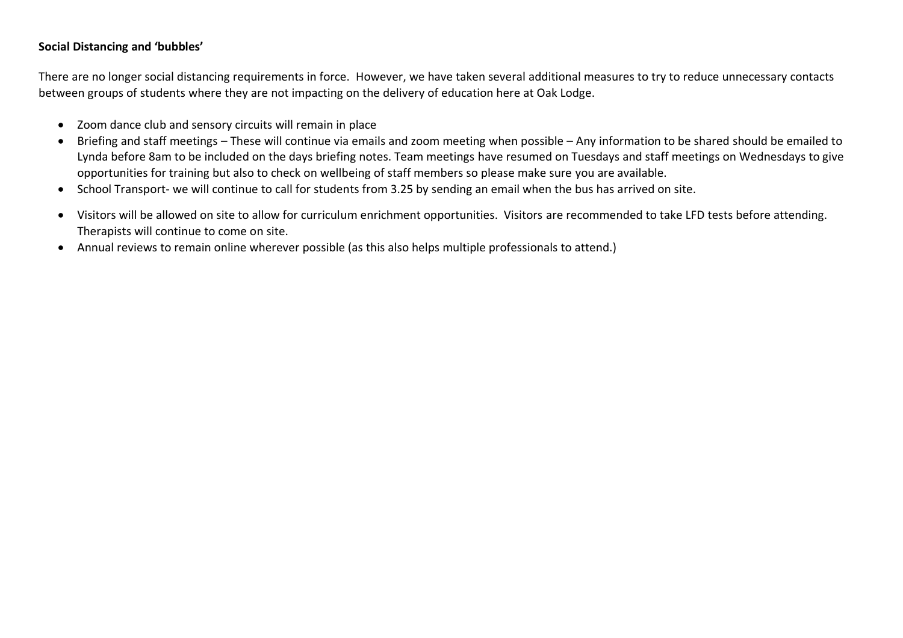**Social Distancing and 'bubbles'**

There are no longer social distancing requirements in force. However, we have taken several additional measures to try to reduce unnecessary contacts between groups of students where they are not impacting on the delivery of education here at Oak Lodge.

- Zoom dance club and sensory circuits will remain in place
- Briefing and staff meetings – These will continue via emails and zoom meeting when possible – Any information to be shared should be emailed to Lynda before 8am to be included on the days briefing notes. Team meetings have resumed on Tuesdays and staff meetings on Wednesdays to give opportunities for training but also to check on wellbeing of staff members so please make sure you are available.
- School Transport- we will continue to call for students from 3.25 by sending an email when the bus has arrived on site.
- Visitors will be allowed on site to allow for curriculum enrichment opportunities. Visitors are recommended to take LFD tests before attending. Therapists will continue to come on site.
- Annual reviews to remain online wherever possible (as this also helps multiple professionals to attend.)